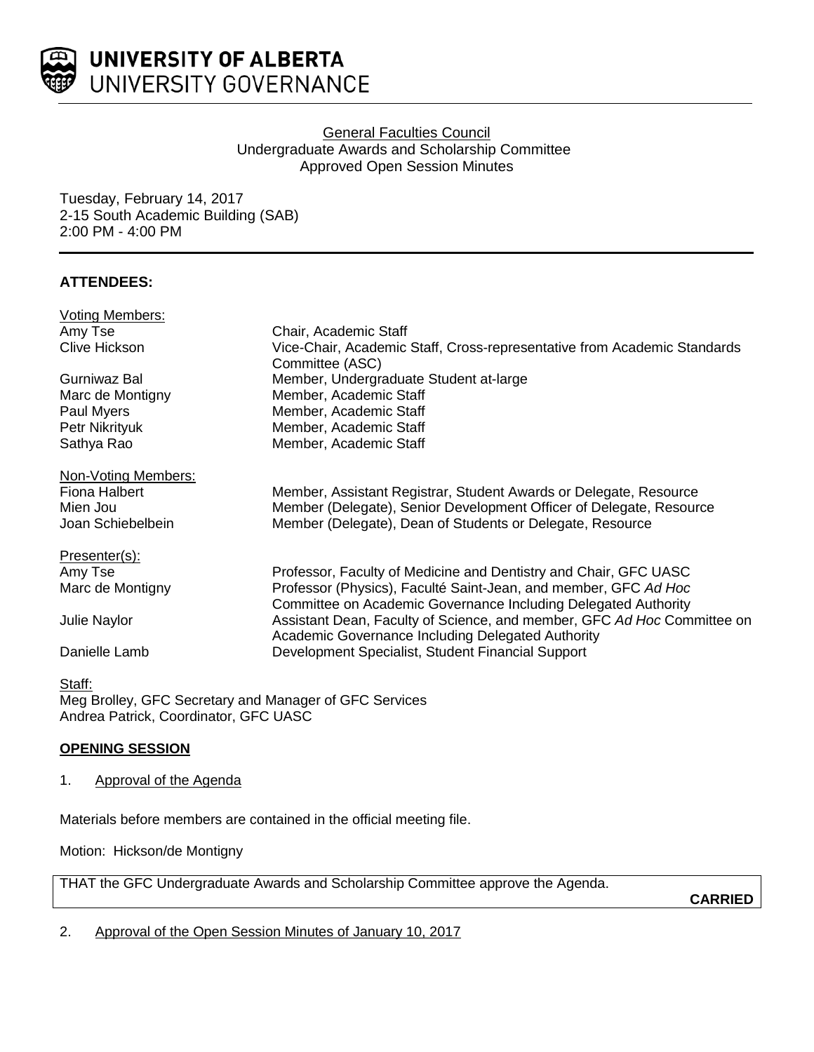**UNIVERSITY OF ALBERTA**
UNIVERSITY GOVERNANCE

General Faculties Council
Undergraduate Awards and Scholarship Committee
Approved Open Session Minutes

Tuesday, February 14, 2017
2-15 South Academic Building (SAB)
2:00 PM - 4:00 PM

**ATTENDEES:**

Voting Members:

| | |
|---|---|
| Amy Tse | Chair, Academic Staff |
| Clive Hickson | Vice-Chair, Academic Staff, Cross-representative from Academic Standards Committee (ASC) |
| Gurniwaz Bal | Member, Undergraduate Student at-large |
| Marc de Montigny | Member, Academic Staff |
| Paul Myers | Member, Academic Staff |
| Petr Nikrityuk | Member, Academic Staff |
| Sathya Rao | Member, Academic Staff |

Non-Voting Members:

| | |
|---|---|
| Fiona Halbert | Member, Assistant Registrar, Student Awards or Delegate, Resource |
| Mien Jou | Member (Delegate), Senior Development Officer of Delegate, Resource |
| Joan Schiebelbein | Member (Delegate), Dean of Students or Delegate, Resource |

Presenter(s):

| | |
|---|---|
| Amy Tse | Professor, Faculty of Medicine and Dentistry and Chair, GFC UASC |
| Marc de Montigny | Professor (Physics), Faculté Saint-Jean, and member, GFC *Ad Hoc* Committee on Academic Governance Including Delegated Authority |
| Julie Naylor | Assistant Dean, Faculty of Science, and member, GFC *Ad Hoc* Committee on Academic Governance Including Delegated Authority |
| Danielle Lamb | Development Specialist, Student Financial Support |

Staff:
Meg Brolley, GFC Secretary and Manager of GFC Services
Andrea Patrick, Coordinator, GFC UASC

**OPENING SESSION**

1. Approval of the Agenda

Materials before members are contained in the official meeting file.

Motion: Hickson/de Montigny

THAT the GFC Undergraduate Awards and Scholarship Committee approve the Agenda.

**CARRIED**

2. Approval of the Open Session Minutes of January 10, 2017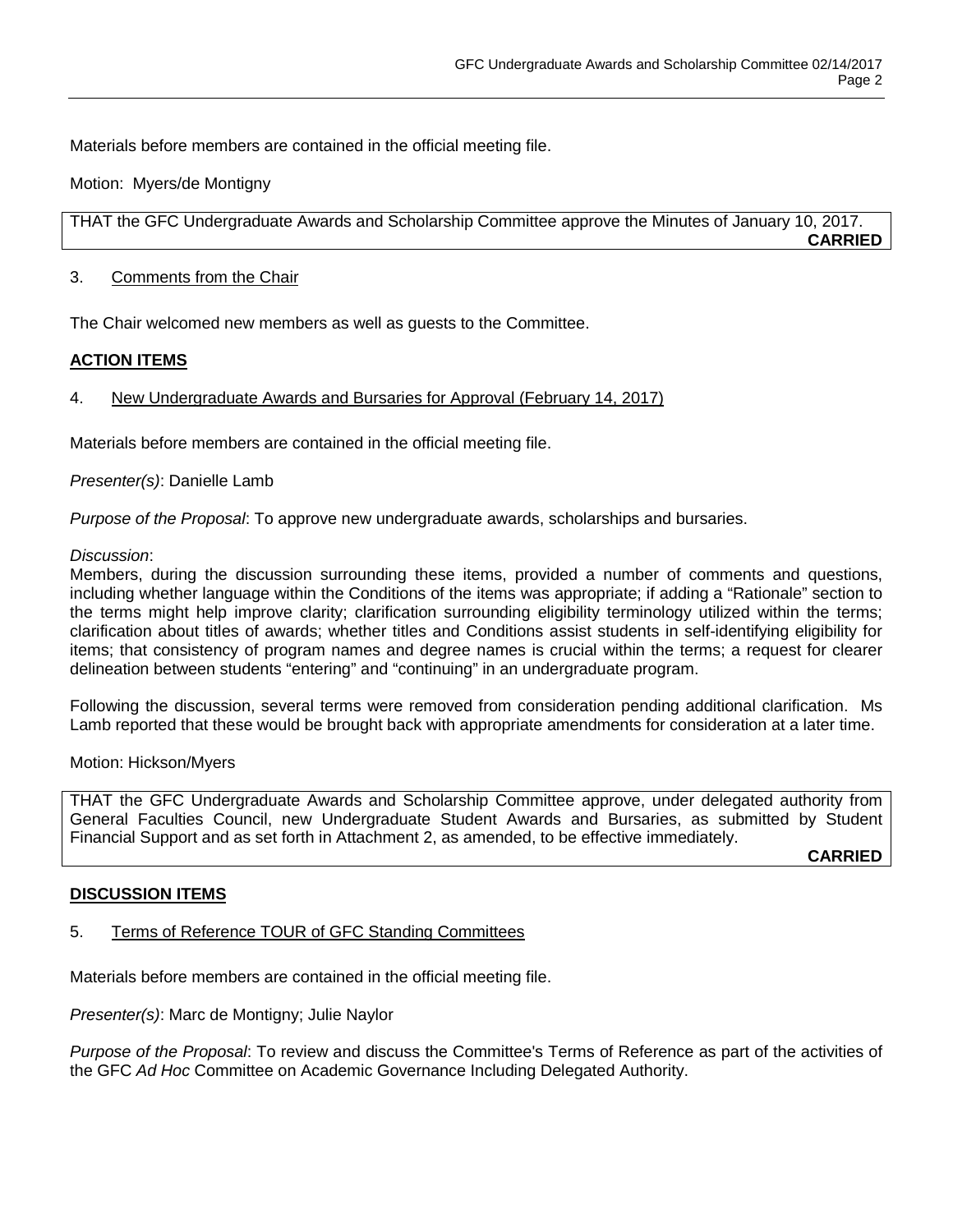Materials before members are contained in the official meeting file.

Motion: Myers/de Montigny

THAT the GFC Undergraduate Awards and Scholarship Committee approve the Minutes of January 10, 2017.

**CARRIED**

3. Comments from the Chair

The Chair welcomed new members as well as guests to the Committee.

## ACTION ITEMS

4. New Undergraduate Awards and Bursaries for Approval (February 14, 2017)

Materials before members are contained in the official meeting file.

*Presenter(s)*: Danielle Lamb

*Purpose of the Proposal*: To approve new undergraduate awards, scholarships and bursaries.

*Discussion*:

Members, during the discussion surrounding these items, provided a number of comments and questions, including whether language within the Conditions of the items was appropriate; if adding a "Rationale" section to the terms might help improve clarity; clarification surrounding eligibility terminology utilized within the terms; clarification about titles of awards; whether titles and Conditions assist students in self-identifying eligibility for items; that consistency of program names and degree names is crucial within the terms; a request for clearer delineation between students "entering" and "continuing" in an undergraduate program.

Following the discussion, several terms were removed from consideration pending additional clarification. Ms Lamb reported that these would be brought back with appropriate amendments for consideration at a later time.

Motion: Hickson/Myers

THAT the GFC Undergraduate Awards and Scholarship Committee approve, under delegated authority from General Faculties Council, new Undergraduate Student Awards and Bursaries, as submitted by Student Financial Support and as set forth in Attachment 2, as amended, to be effective immediately.

**CARRIED**

## DISCUSSION ITEMS

5. Terms of Reference TOUR of GFC Standing Committees

Materials before members are contained in the official meeting file.

*Presenter(s)*: Marc de Montigny; Julie Naylor

*Purpose of the Proposal*: To review and discuss the Committee's Terms of Reference as part of the activities of the GFC *Ad Hoc* Committee on Academic Governance Including Delegated Authority.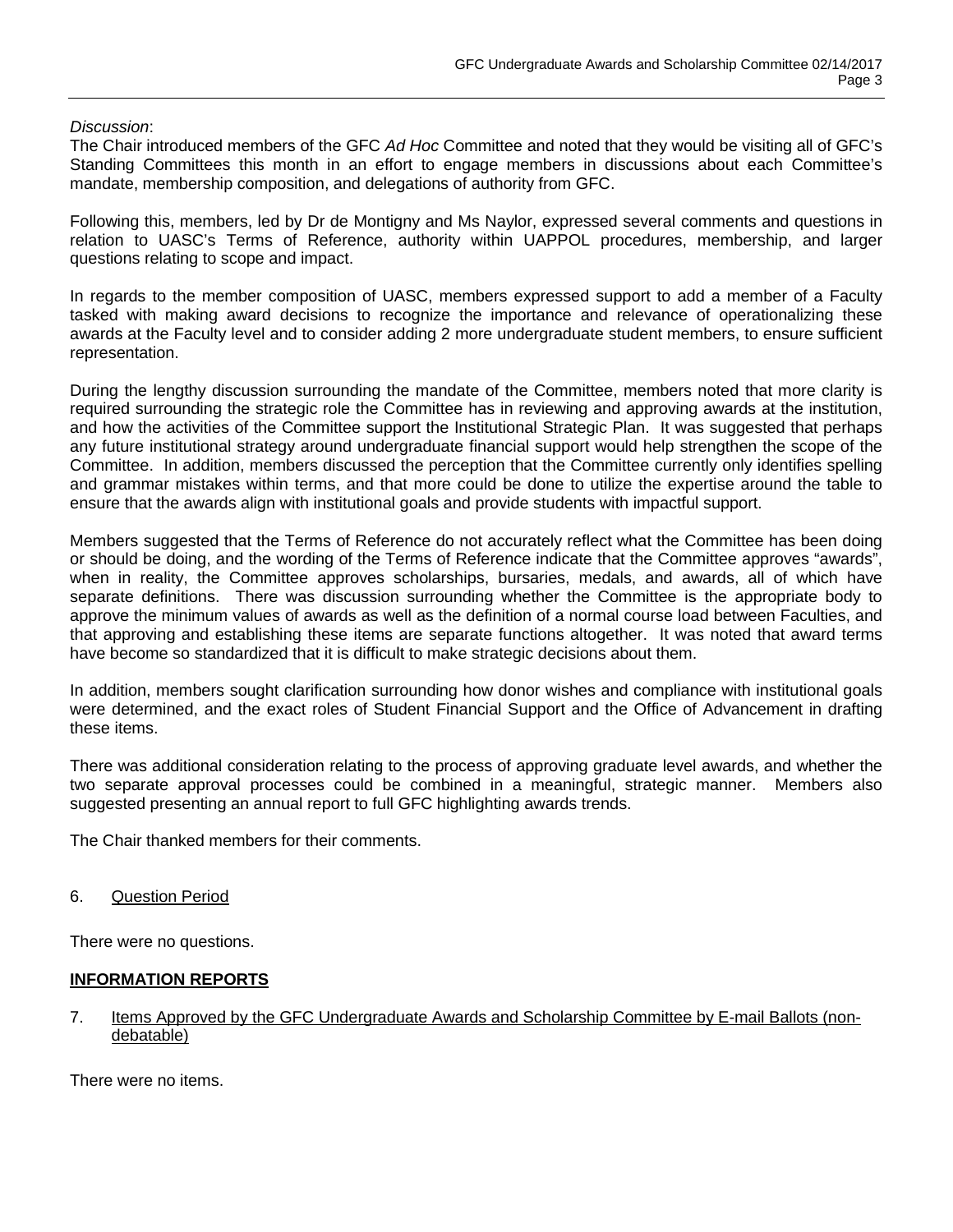*Discussion*:

The Chair introduced members of the GFC *Ad Hoc* Committee and noted that they would be visiting all of GFC's Standing Committees this month in an effort to engage members in discussions about each Committee's mandate, membership composition, and delegations of authority from GFC.

Following this, members, led by Dr de Montigny and Ms Naylor, expressed several comments and questions in relation to UASC's Terms of Reference, authority within UAPPOL procedures, membership, and larger questions relating to scope and impact.

In regards to the member composition of UASC, members expressed support to add a member of a Faculty tasked with making award decisions to recognize the importance and relevance of operationalizing these awards at the Faculty level and to consider adding 2 more undergraduate student members, to ensure sufficient representation.

During the lengthy discussion surrounding the mandate of the Committee, members noted that more clarity is required surrounding the strategic role the Committee has in reviewing and approving awards at the institution, and how the activities of the Committee support the Institutional Strategic Plan. It was suggested that perhaps any future institutional strategy around undergraduate financial support would help strengthen the scope of the Committee. In addition, members discussed the perception that the Committee currently only identifies spelling and grammar mistakes within terms, and that more could be done to utilize the expertise around the table to ensure that the awards align with institutional goals and provide students with impactful support.

Members suggested that the Terms of Reference do not accurately reflect what the Committee has been doing or should be doing, and the wording of the Terms of Reference indicate that the Committee approves "awards", when in reality, the Committee approves scholarships, bursaries, medals, and awards, all of which have separate definitions. There was discussion surrounding whether the Committee is the appropriate body to approve the minimum values of awards as well as the definition of a normal course load between Faculties, and that approving and establishing these items are separate functions altogether. It was noted that award terms have become so standardized that it is difficult to make strategic decisions about them.

In addition, members sought clarification surrounding how donor wishes and compliance with institutional goals were determined, and the exact roles of Student Financial Support and the Office of Advancement in drafting these items.

There was additional consideration relating to the process of approving graduate level awards, and whether the two separate approval processes could be combined in a meaningful, strategic manner. Members also suggested presenting an annual report to full GFC highlighting awards trends.

The Chair thanked members for their comments.

6. <u>Question Period</u>

There were no questions.

## **INFORMATION REPORTS**

7. <u>Items Approved by the GFC Undergraduate Awards and Scholarship Committee by E-mail Ballots (non-debatable)</u>

There were no items.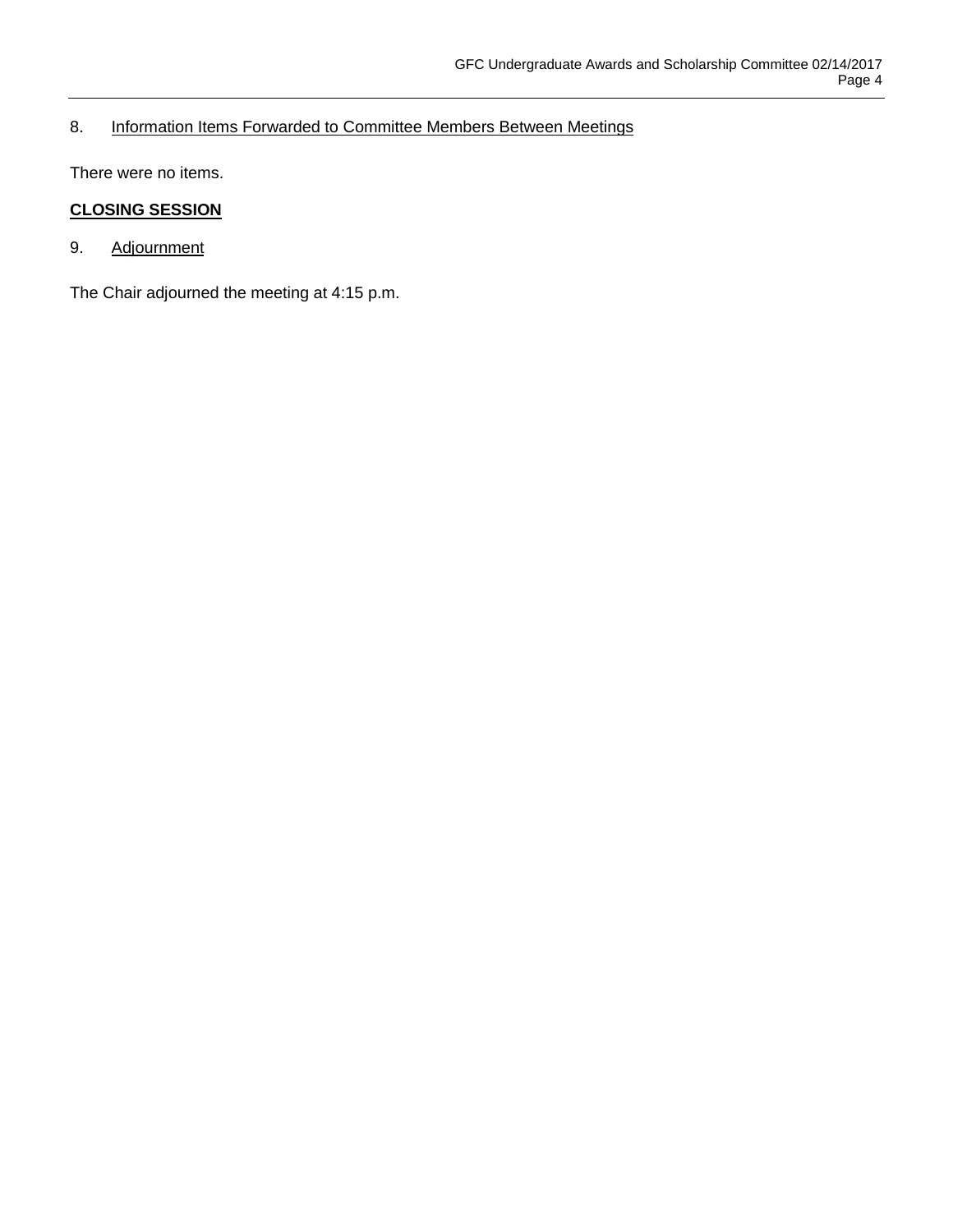8. Information Items Forwarded to Committee Members Between Meetings

There were no items.

**CLOSING SESSION**

9. Adjournment

The Chair adjourned the meeting at 4:15 p.m.